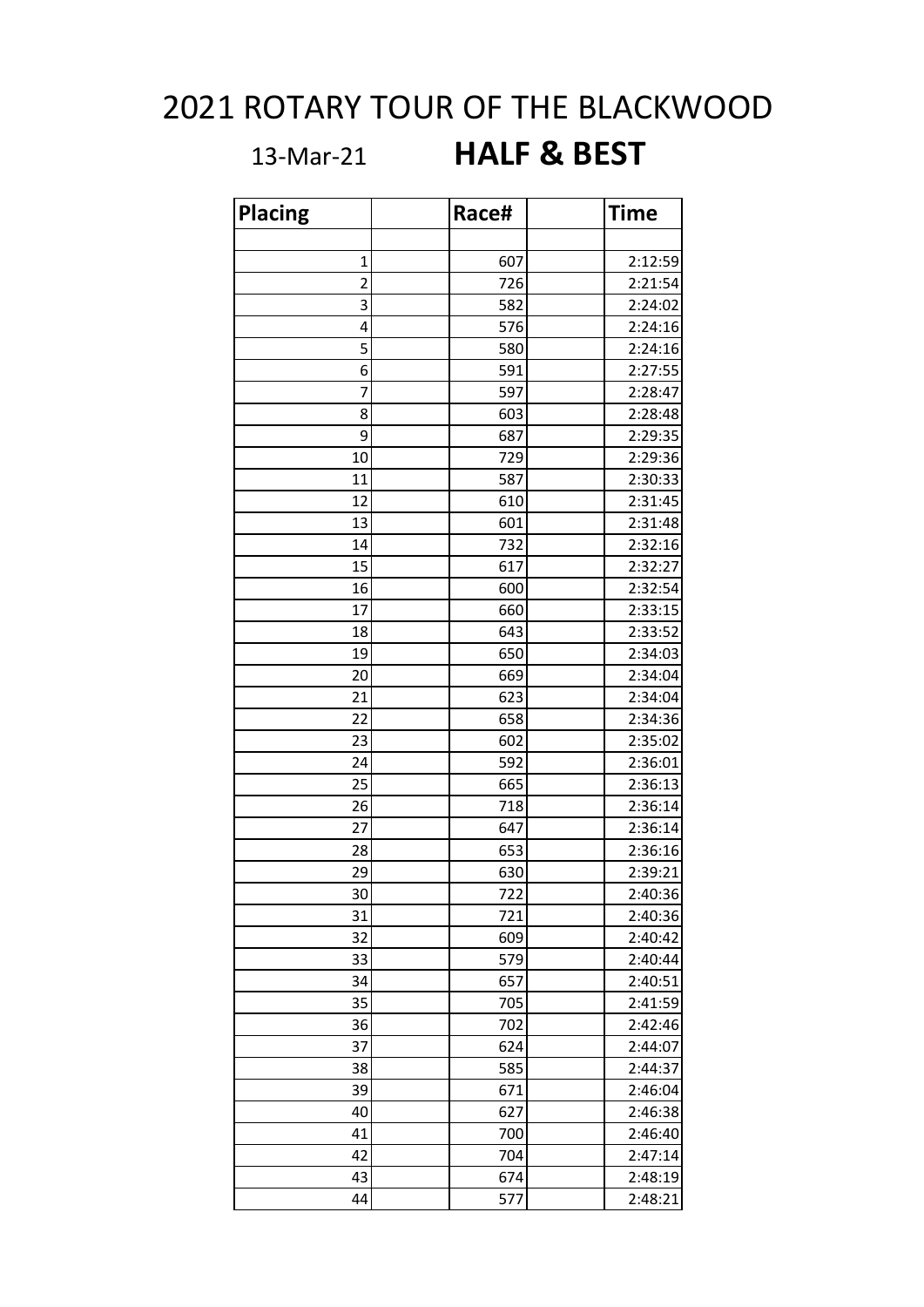# 2021 ROTARY TOUR OF THE BLACKWOOD

13-Mar-21 **HALF & BEST**

| Placing | | Race# | | Time |
|---|---|---|---|---|
| | | | | |
| 1 | | 607 | | 2:12:59 |
| 2 | | 726 | | 2:21:54 |
| 3 | | 582 | | 2:24:02 |
| 4 | | 576 | | 2:24:16 |
| 5 | | 580 | | 2:24:16 |
| 6 | | 591 | | 2:27:55 |
| 7 | | 597 | | 2:28:47 |
| 8 | | 603 | | 2:28:48 |
| 9 | | 687 | | 2:29:35 |
| 10 | | 729 | | 2:29:36 |
| 11 | | 587 | | 2:30:33 |
| 12 | | 610 | | 2:31:45 |
| 13 | | 601 | | 2:31:48 |
| 14 | | 732 | | 2:32:16 |
| 15 | | 617 | | 2:32:27 |
| 16 | | 600 | | 2:32:54 |
| 17 | | 660 | | 2:33:15 |
| 18 | | 643 | | 2:33:52 |
| 19 | | 650 | | 2:34:03 |
| 20 | | 669 | | 2:34:04 |
| 21 | | 623 | | 2:34:04 |
| 22 | | 658 | | 2:34:36 |
| 23 | | 602 | | 2:35:02 |
| 24 | | 592 | | 2:36:01 |
| 25 | | 665 | | 2:36:13 |
| 26 | | 718 | | 2:36:14 |
| 27 | | 647 | | 2:36:14 |
| 28 | | 653 | | 2:36:16 |
| 29 | | 630 | | 2:39:21 |
| 30 | | 722 | | 2:40:36 |
| 31 | | 721 | | 2:40:36 |
| 32 | | 609 | | 2:40:42 |
| 33 | | 579 | | 2:40:44 |
| 34 | | 657 | | 2:40:51 |
| 35 | | 705 | | 2:41:59 |
| 36 | | 702 | | 2:42:46 |
| 37 | | 624 | | 2:44:07 |
| 38 | | 585 | | 2:44:37 |
| 39 | | 671 | | 2:46:04 |
| 40 | | 627 | | 2:46:38 |
| 41 | | 700 | | 2:46:40 |
| 42 | | 704 | | 2:47:14 |
| 43 | | 674 | | 2:48:19 |
| 44 | | 577 | | 2:48:21 |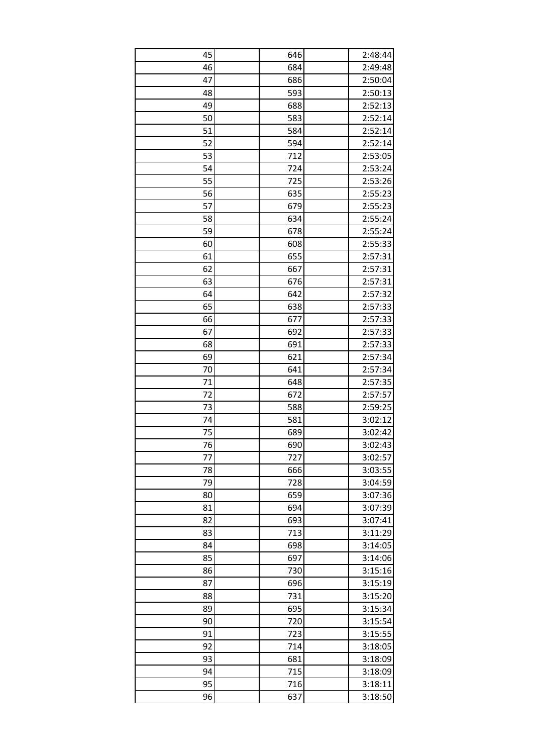| | | |
|---|---|---|
| 45 | 646 | 2:48:44 |
| 46 | 684 | 2:49:48 |
| 47 | 686 | 2:50:04 |
| 48 | 593 | 2:50:13 |
| 49 | 688 | 2:52:13 |
| 50 | 583 | 2:52:14 |
| 51 | 584 | 2:52:14 |
| 52 | 594 | 2:52:14 |
| 53 | 712 | 2:53:05 |
| 54 | 724 | 2:53:24 |
| 55 | 725 | 2:53:26 |
| 56 | 635 | 2:55:23 |
| 57 | 679 | 2:55:23 |
| 58 | 634 | 2:55:24 |
| 59 | 678 | 2:55:24 |
| 60 | 608 | 2:55:33 |
| 61 | 655 | 2:57:31 |
| 62 | 667 | 2:57:31 |
| 63 | 676 | 2:57:31 |
| 64 | 642 | 2:57:32 |
| 65 | 638 | 2:57:33 |
| 66 | 677 | 2:57:33 |
| 67 | 692 | 2:57:33 |
| 68 | 691 | 2:57:33 |
| 69 | 621 | 2:57:34 |
| 70 | 641 | 2:57:34 |
| 71 | 648 | 2:57:35 |
| 72 | 672 | 2:57:57 |
| 73 | 588 | 2:59:25 |
| 74 | 581 | 3:02:12 |
| 75 | 689 | 3:02:42 |
| 76 | 690 | 3:02:43 |
| 77 | 727 | 3:02:57 |
| 78 | 666 | 3:03:55 |
| 79 | 728 | 3:04:59 |
| 80 | 659 | 3:07:36 |
| 81 | 694 | 3:07:39 |
| 82 | 693 | 3:07:41 |
| 83 | 713 | 3:11:29 |
| 84 | 698 | 3:14:05 |
| 85 | 697 | 3:14:06 |
| 86 | 730 | 3:15:16 |
| 87 | 696 | 3:15:19 |
| 88 | 731 | 3:15:20 |
| 89 | 695 | 3:15:34 |
| 90 | 720 | 3:15:54 |
| 91 | 723 | 3:15:55 |
| 92 | 714 | 3:18:05 |
| 93 | 681 | 3:18:09 |
| 94 | 715 | 3:18:09 |
| 95 | 716 | 3:18:11 |
| 96 | 637 | 3:18:50 |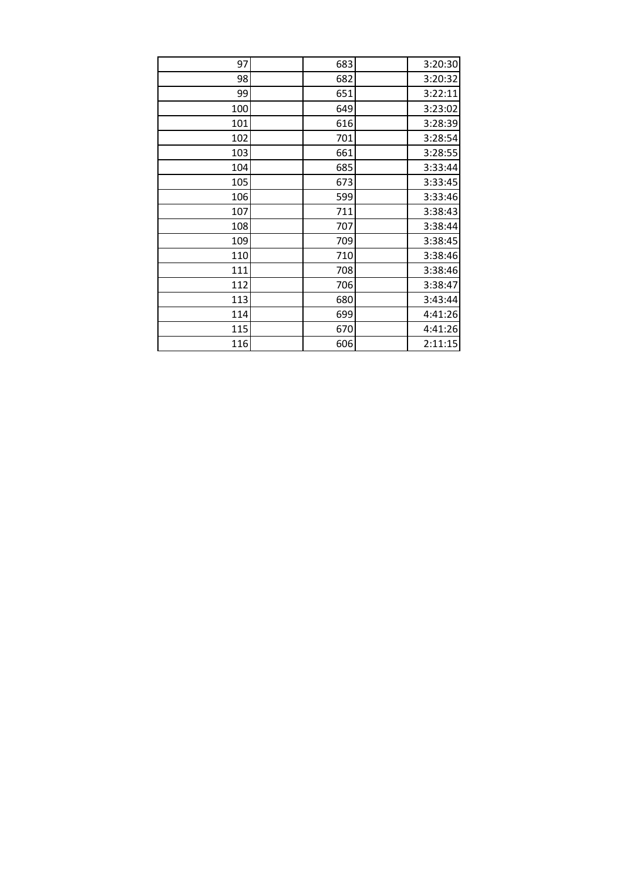| | | | | |
|---|---|---|---|---|
| 97 | | 683 | | 3:20:30 |
| 98 | | 682 | | 3:20:32 |
| 99 | | 651 | | 3:22:11 |
| 100 | | 649 | | 3:23:02 |
| 101 | | 616 | | 3:28:39 |
| 102 | | 701 | | 3:28:54 |
| 103 | | 661 | | 3:28:55 |
| 104 | | 685 | | 3:33:44 |
| 105 | | 673 | | 3:33:45 |
| 106 | | 599 | | 3:33:46 |
| 107 | | 711 | | 3:38:43 |
| 108 | | 707 | | 3:38:44 |
| 109 | | 709 | | 3:38:45 |
| 110 | | 710 | | 3:38:46 |
| 111 | | 708 | | 3:38:46 |
| 112 | | 706 | | 3:38:47 |
| 113 | | 680 | | 3:43:44 |
| 114 | | 699 | | 4:41:26 |
| 115 | | 670 | | 4:41:26 |
| 116 | | 606 | | 2:11:15 |